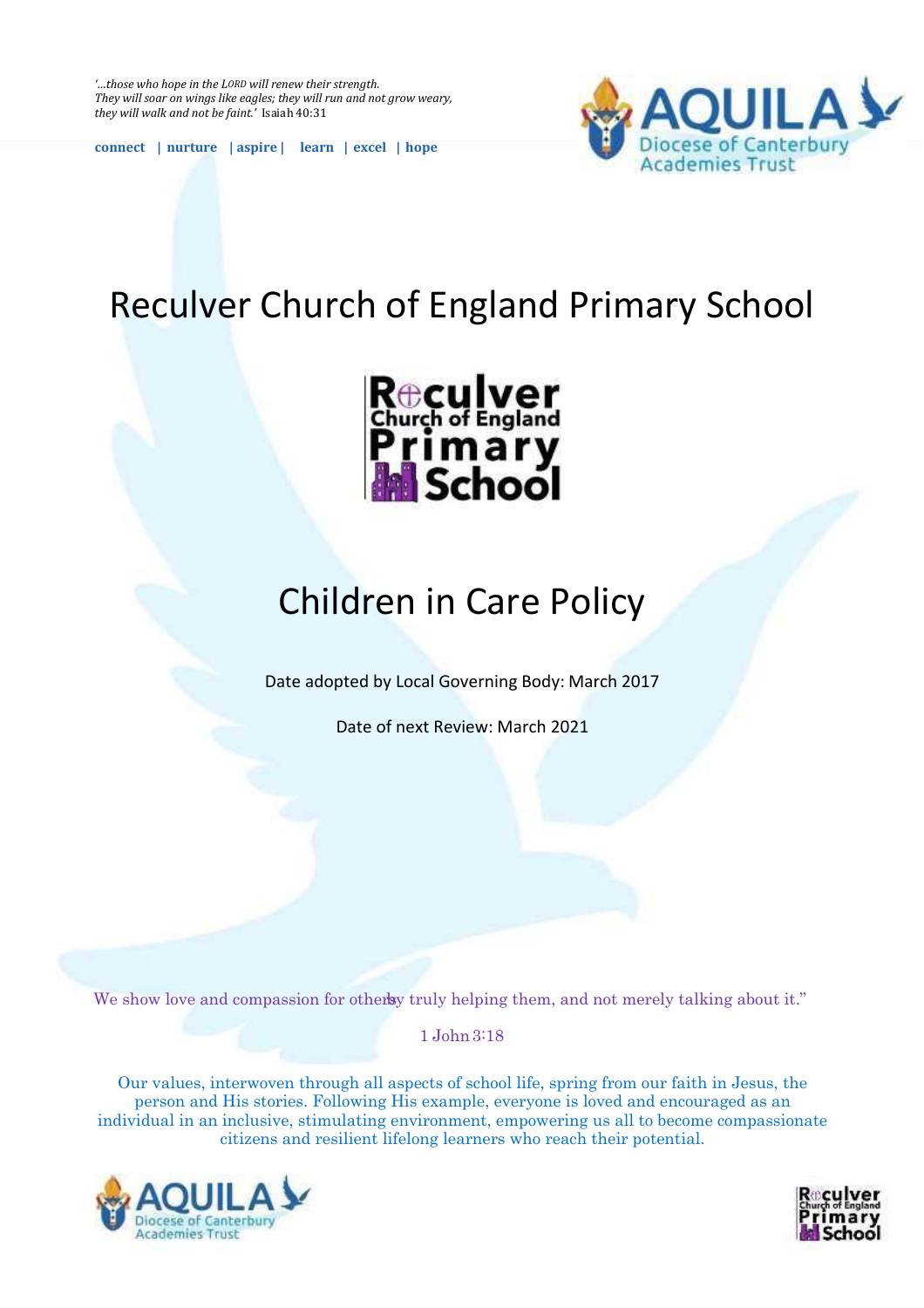*'…those who hope in the LORD will renew their strength. They will soar on wings like eagles; they will run and not grow weary, they will walk and not be faint.'* Isaiah 40:31

**connect | nurture | aspire | learn | excel | hope**

AQUILA Diocese of Canterbury Academies Trust

# Reculver Church of England Primary School

Reculver Church of England Primary School

# Children in Care Policy

Date adopted by Local Governing Body: March 2017

Date of next Review: March 2021

We show love and compassion for others by truly helping them, and not merely talking about it."

1 John 3:18

Our values, interwoven through all aspects of school life, spring from our faith in Jesus, the person and His stories. Following His example, everyone is loved and encouraged as an individual in an inclusive, stimulating environment, empowering us all to become compassionate citizens and resilient lifelong learners who reach their potential.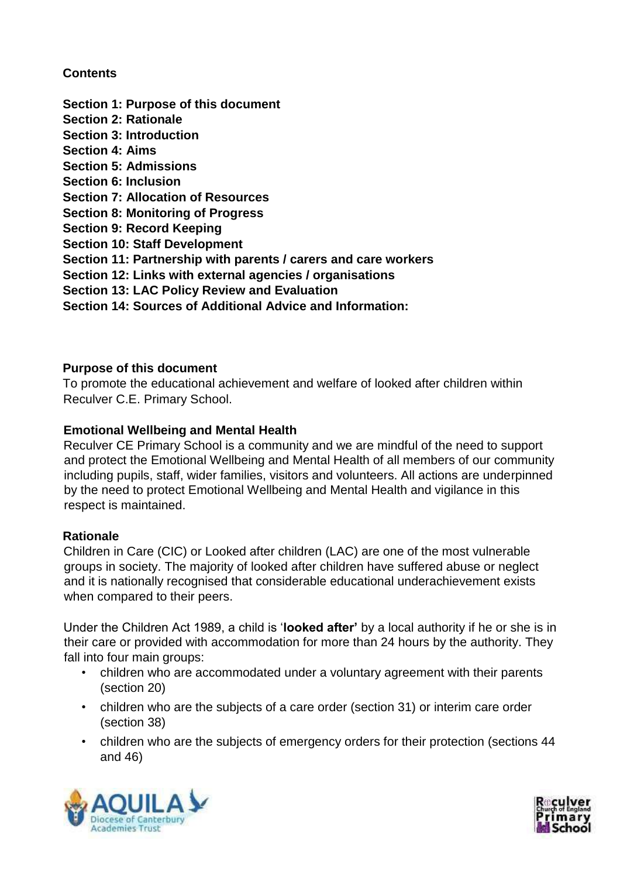**Contents**

**Section 1: Purpose of this document**
**Section 2: Rationale**
**Section 3: Introduction**
**Section 4: Aims**
**Section 5: Admissions**
**Section 6: Inclusion**
**Section 7: Allocation of Resources**
**Section 8: Monitoring of Progress**
**Section 9: Record Keeping**
**Section 10: Staff Development**
**Section 11: Partnership with parents / carers and care workers**
**Section 12: Links with external agencies / organisations**
**Section 13: LAC Policy Review and Evaluation**
**Section 14: Sources of Additional Advice and Information:**

## Purpose of this document

To promote the educational achievement and welfare of looked after children within Reculver C.E. Primary School.

## Emotional Wellbeing and Mental Health

Reculver CE Primary School is a community and we are mindful of the need to support and protect the Emotional Wellbeing and Mental Health of all members of our community including pupils, staff, wider families, visitors and volunteers. All actions are underpinned by the need to protect Emotional Wellbeing and Mental Health and vigilance in this respect is maintained.

## Rationale

Children in Care (CIC) or Looked after children (LAC) are one of the most vulnerable groups in society. The majority of looked after children have suffered abuse or neglect and it is nationally recognised that considerable educational underachievement exists when compared to their peers.

Under the Children Act 1989, a child is '**looked after'** by a local authority if he or she is in their care or provided with accommodation for more than 24 hours by the authority. They fall into four main groups:

- children who are accommodated under a voluntary agreement with their parents (section 20)
- children who are the subjects of a care order (section 31) or interim care order (section 38)
- children who are the subjects of emergency orders for their protection (sections 44 and 46)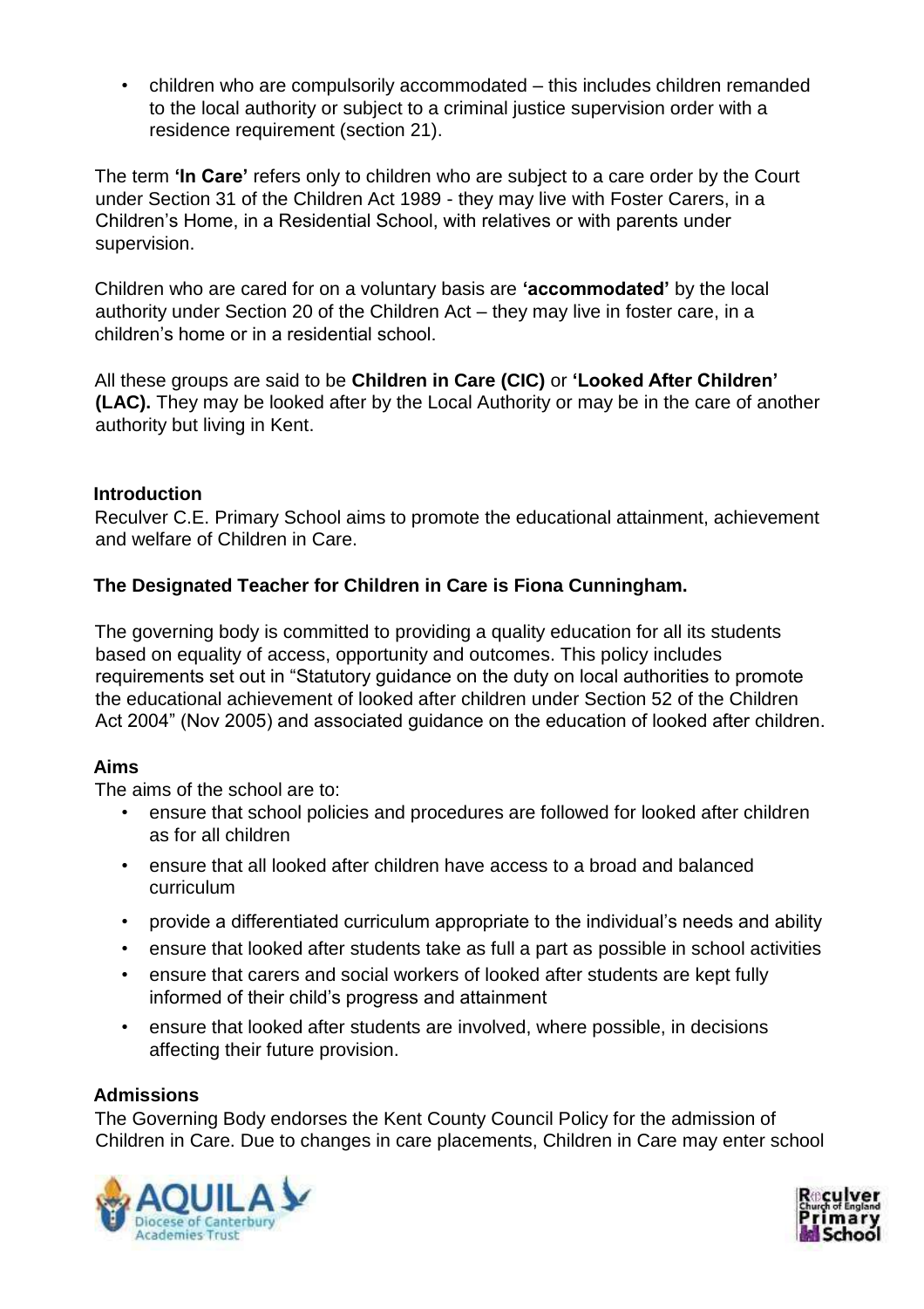- children who are compulsorily accommodated – this includes children remanded to the local authority or subject to a criminal justice supervision order with a residence requirement (section 21).

The term **'In Care'** refers only to children who are subject to a care order by the Court under Section 31 of the Children Act 1989 - they may live with Foster Carers, in a Children's Home, in a Residential School, with relatives or with parents under supervision.

Children who are cared for on a voluntary basis are **'accommodated'** by the local authority under Section 20 of the Children Act – they may live in foster care, in a children's home or in a residential school.

All these groups are said to be **Children in Care (CIC)** or **'Looked After Children' (LAC).** They may be looked after by the Local Authority or may be in the care of another authority but living in Kent.

### Introduction

Reculver C.E. Primary School aims to promote the educational attainment, achievement and welfare of Children in Care.

**The Designated Teacher for Children in Care is Fiona Cunningham.**

The governing body is committed to providing a quality education for all its students based on equality of access, opportunity and outcomes. This policy includes requirements set out in "Statutory guidance on the duty on local authorities to promote the educational achievement of looked after children under Section 52 of the Children Act 2004" (Nov 2005) and associated guidance on the education of looked after children.

### Aims

The aims of the school are to:

- ensure that school policies and procedures are followed for looked after children as for all children
- ensure that all looked after children have access to a broad and balanced curriculum
- provide a differentiated curriculum appropriate to the individual's needs and ability
- ensure that looked after students take as full a part as possible in school activities
- ensure that carers and social workers of looked after students are kept fully informed of their child's progress and attainment
- ensure that looked after students are involved, where possible, in decisions affecting their future provision.

### Admissions

The Governing Body endorses the Kent County Council Policy for the admission of Children in Care. Due to changes in care placements, Children in Care may enter school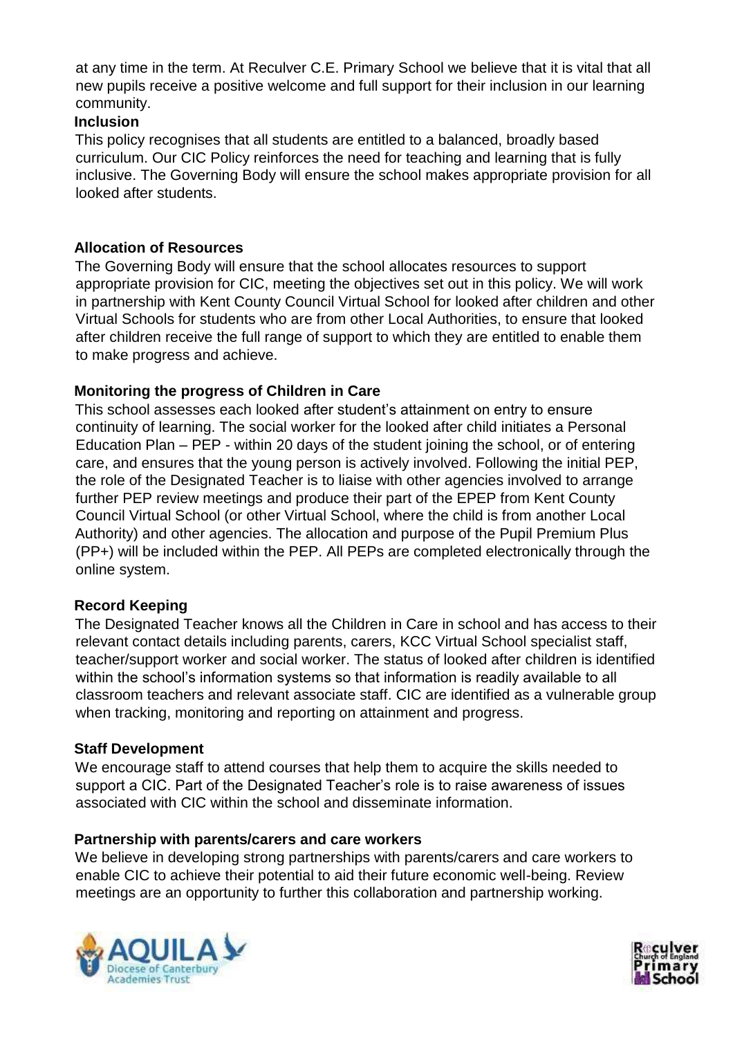at any time in the term. At Reculver C.E. Primary School we believe that it is vital that all new pupils receive a positive welcome and full support for their inclusion in our learning community.

**Inclusion**

This policy recognises that all students are entitled to a balanced, broadly based curriculum. Our CIC Policy reinforces the need for teaching and learning that is fully inclusive. The Governing Body will ensure the school makes appropriate provision for all looked after students.

**Allocation of Resources**

The Governing Body will ensure that the school allocates resources to support appropriate provision for CIC, meeting the objectives set out in this policy. We will work in partnership with Kent County Council Virtual School for looked after children and other Virtual Schools for students who are from other Local Authorities, to ensure that looked after children receive the full range of support to which they are entitled to enable them to make progress and achieve.

**Monitoring the progress of Children in Care**

This school assesses each looked after student's attainment on entry to ensure continuity of learning. The social worker for the looked after child initiates a Personal Education Plan – PEP - within 20 days of the student joining the school, or of entering care, and ensures that the young person is actively involved. Following the initial PEP, the role of the Designated Teacher is to liaise with other agencies involved to arrange further PEP review meetings and produce their part of the EPEP from Kent County Council Virtual School (or other Virtual School, where the child is from another Local Authority) and other agencies. The allocation and purpose of the Pupil Premium Plus (PP+) will be included within the PEP. All PEPs are completed electronically through the online system.

**Record Keeping**

The Designated Teacher knows all the Children in Care in school and has access to their relevant contact details including parents, carers, KCC Virtual School specialist staff, teacher/support worker and social worker. The status of looked after children is identified within the school's information systems so that information is readily available to all classroom teachers and relevant associate staff. CIC are identified as a vulnerable group when tracking, monitoring and reporting on attainment and progress.

**Staff Development**

We encourage staff to attend courses that help them to acquire the skills needed to support a CIC. Part of the Designated Teacher's role is to raise awareness of issues associated with CIC within the school and disseminate information.

**Partnership with parents/carers and care workers**

We believe in developing strong partnerships with parents/carers and care workers to enable CIC to achieve their potential to aid their future economic well-being. Review meetings are an opportunity to further this collaboration and partnership working.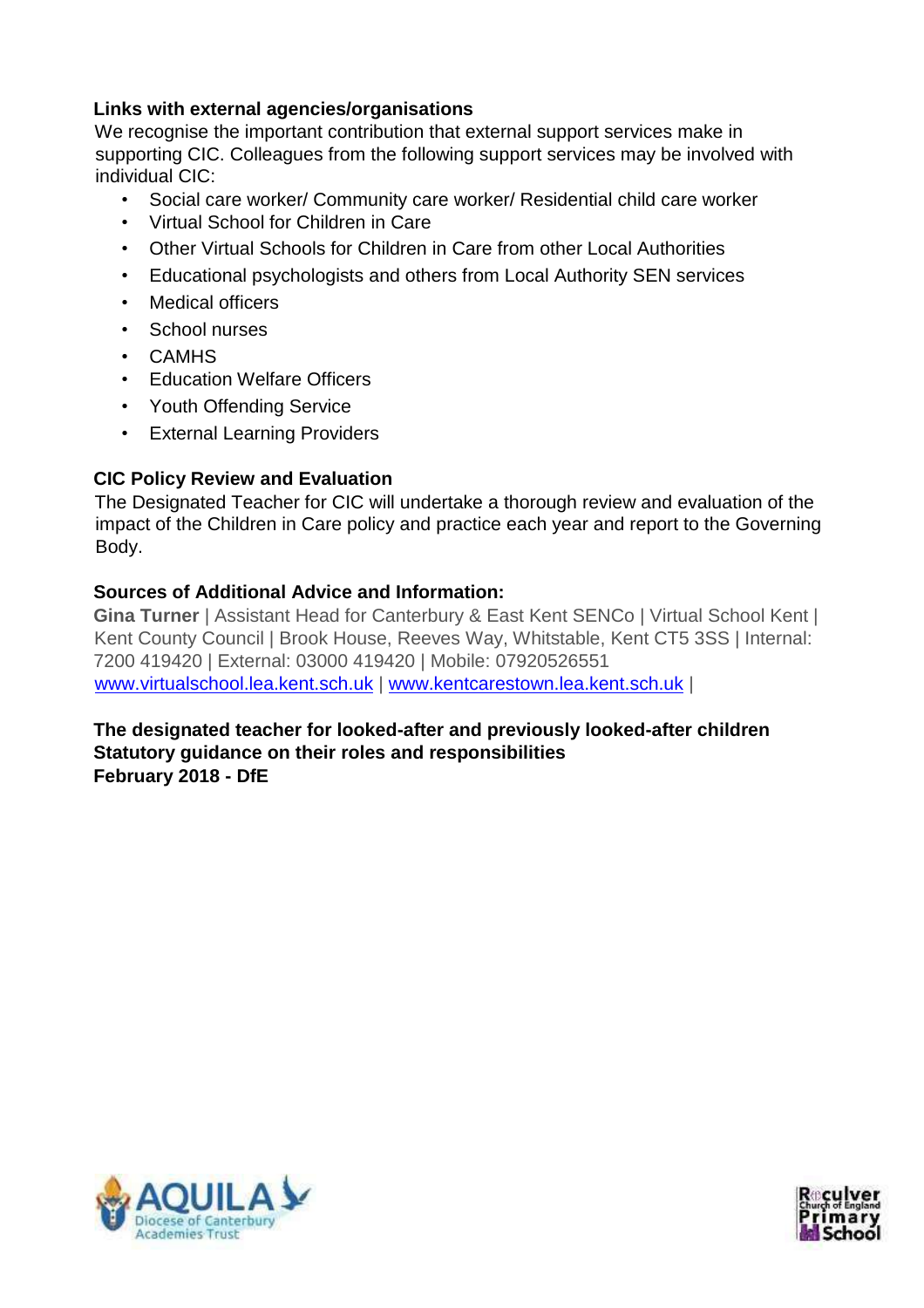**Links with external agencies/organisations**

We recognise the important contribution that external support services make in supporting CIC. Colleagues from the following support services may be involved with individual CIC:

- Social care worker/ Community care worker/ Residential child care worker
- Virtual School for Children in Care
- Other Virtual Schools for Children in Care from other Local Authorities
- Educational psychologists and others from Local Authority SEN services
- Medical officers
- School nurses
- CAMHS
- Education Welfare Officers
- Youth Offending Service
- External Learning Providers

**CIC Policy Review and Evaluation**

The Designated Teacher for CIC will undertake a thorough review and evaluation of the impact of the Children in Care policy and practice each year and report to the Governing Body.

**Sources of Additional Advice and Information:**

**Gina Turner** | Assistant Head for Canterbury & East Kent SENCo | Virtual School Kent | Kent County Council | Brook House, Reeves Way, Whitstable, Kent CT5 3SS | Internal: 7200 419420 | External: 03000 419420 | Mobile: 07920526551
www.virtualschool.lea.kent.sch.uk | www.kentcarestown.lea.kent.sch.uk |

**The designated teacher for looked-after and previously looked-after children**
**Statutory guidance on their roles and responsibilities**
**February 2018 - DfE**